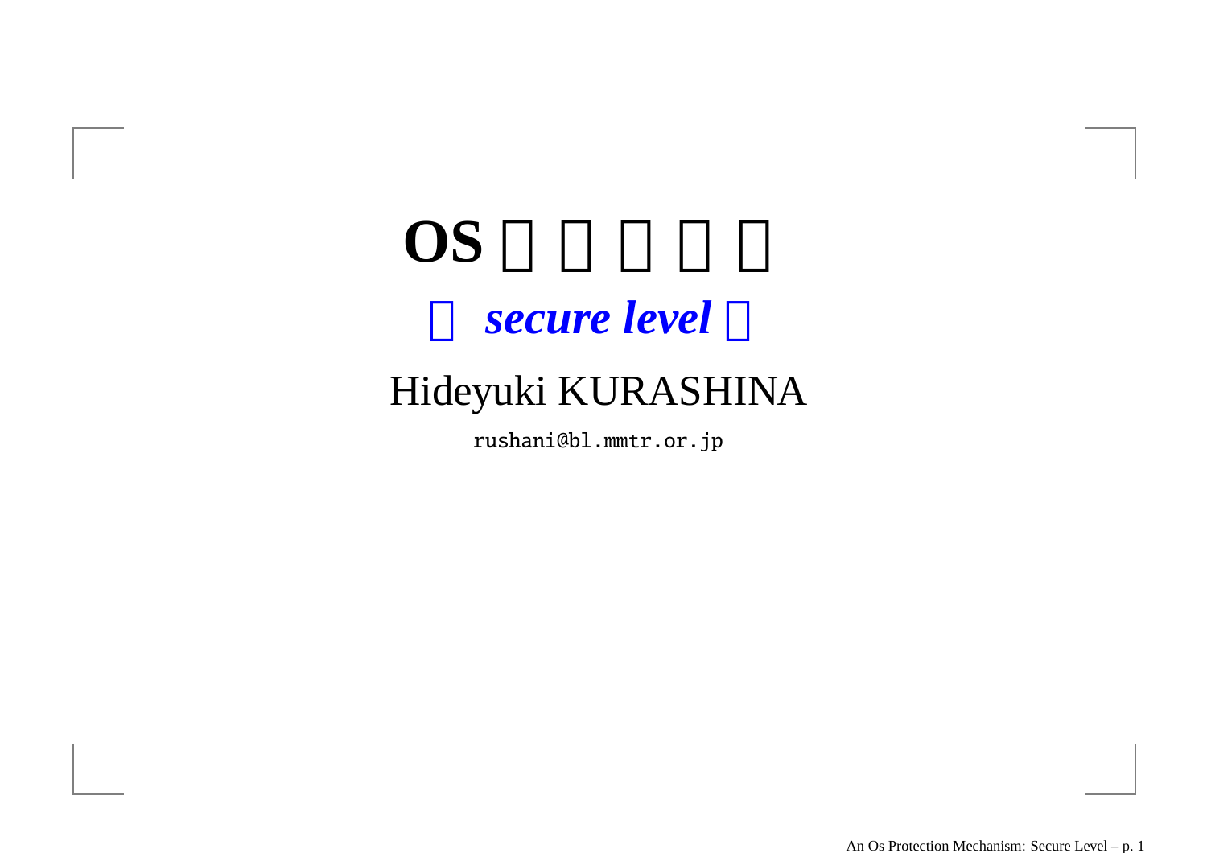# OS □ □ □ □ □

## □ *secure level* □

Hideyuki KURASHINA

`rushani@bl.mmtr.or.jp`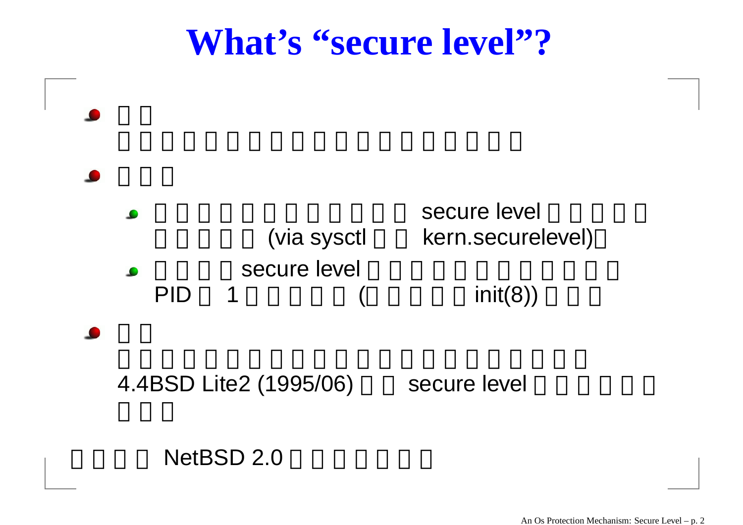# What's "secure level"?

- □□
  □□□□□□□□□□□□□□□□□□□
- □□□
  - □□□□□□□□□□□□ secure level □□□□□
    □□□□□ (via sysctl □□ kern.securelevel)□
  - □□□□ secure level □□□□□□□□□□□□
    PID □ 1 □□□□□ (□□□□□ init(8)) □□□
- □□
  □□□□□□□□□□□□□□□□□□□□□□
  4.4BSD Lite2 (1995/06) □□ secure level □□□□□□
  □□□

□□□□ NetBSD 2.0 □□□□□□□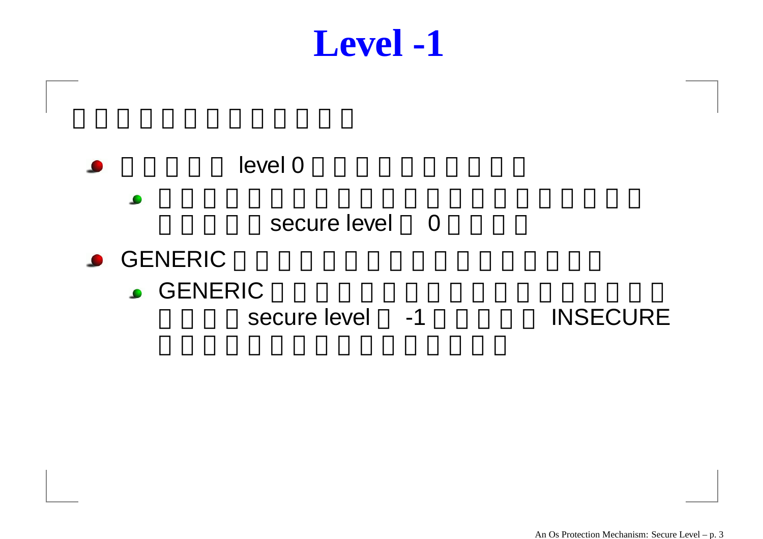# Level -1

□□□□□□□□□□□□□

- □□□□□ level 0 □□□□□□□□□□
  - □□□□□□□□□□□□□□□□□□□□□□ □□□□□ secure level □ 0 □□□□
- GENERIC □□□□□□□□□□□□□□□□□
  - GENERIC □□□□□□□□□□□□□□□□□□ □□□□ secure level □ -1 □□□□□ INSECURE □□□□□□□□□□□□□□□□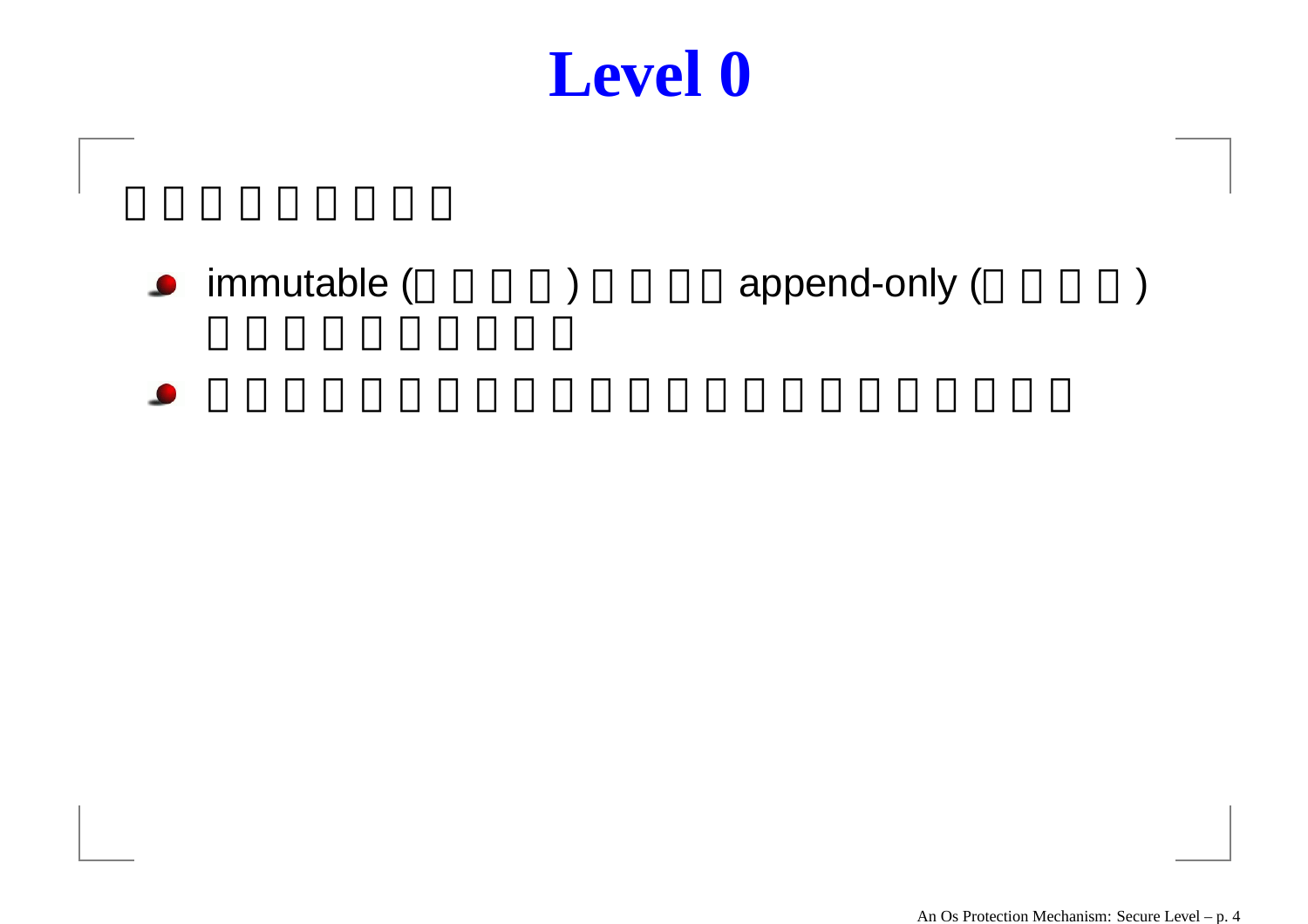# Level 0

□□□□□□□□□

- immutable (□□□□)□□□□append-only (□□□□) □□□□□□□□□□
- □□□□□□□□□□□□□□□□□□□□□□□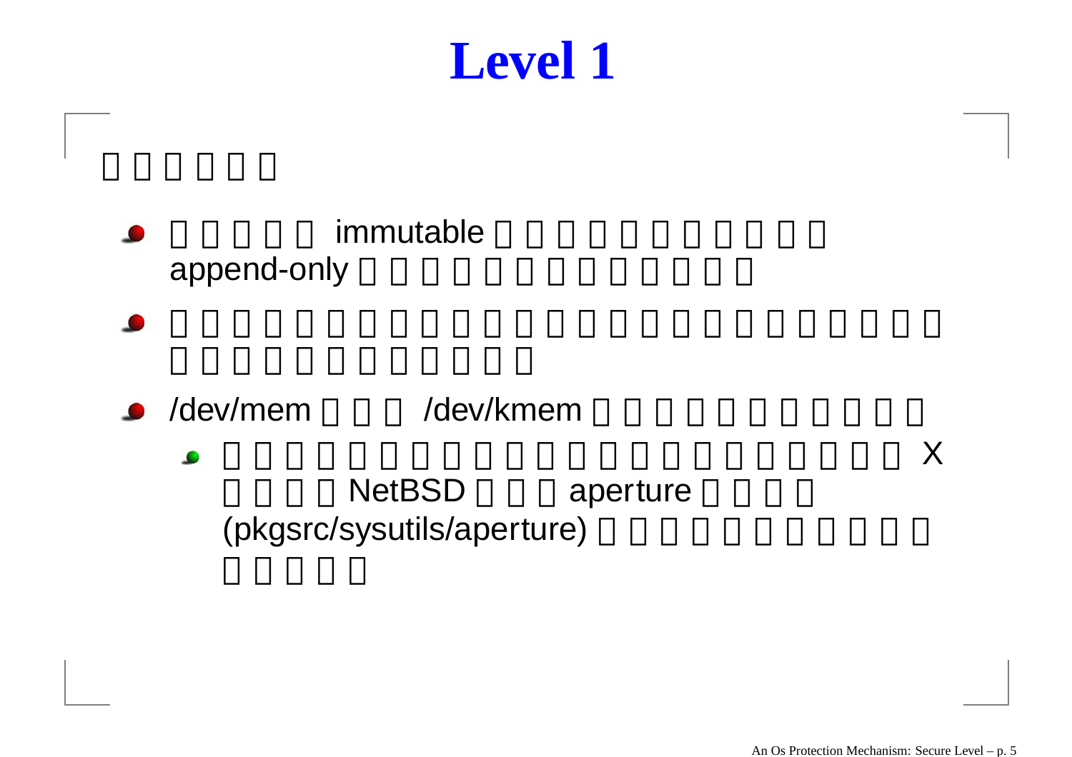# Level 1

- immutable append-only
- /dev/mem /dev/kmem
  - X NetBSD aperture (pkgsrc/sysutils/aperture)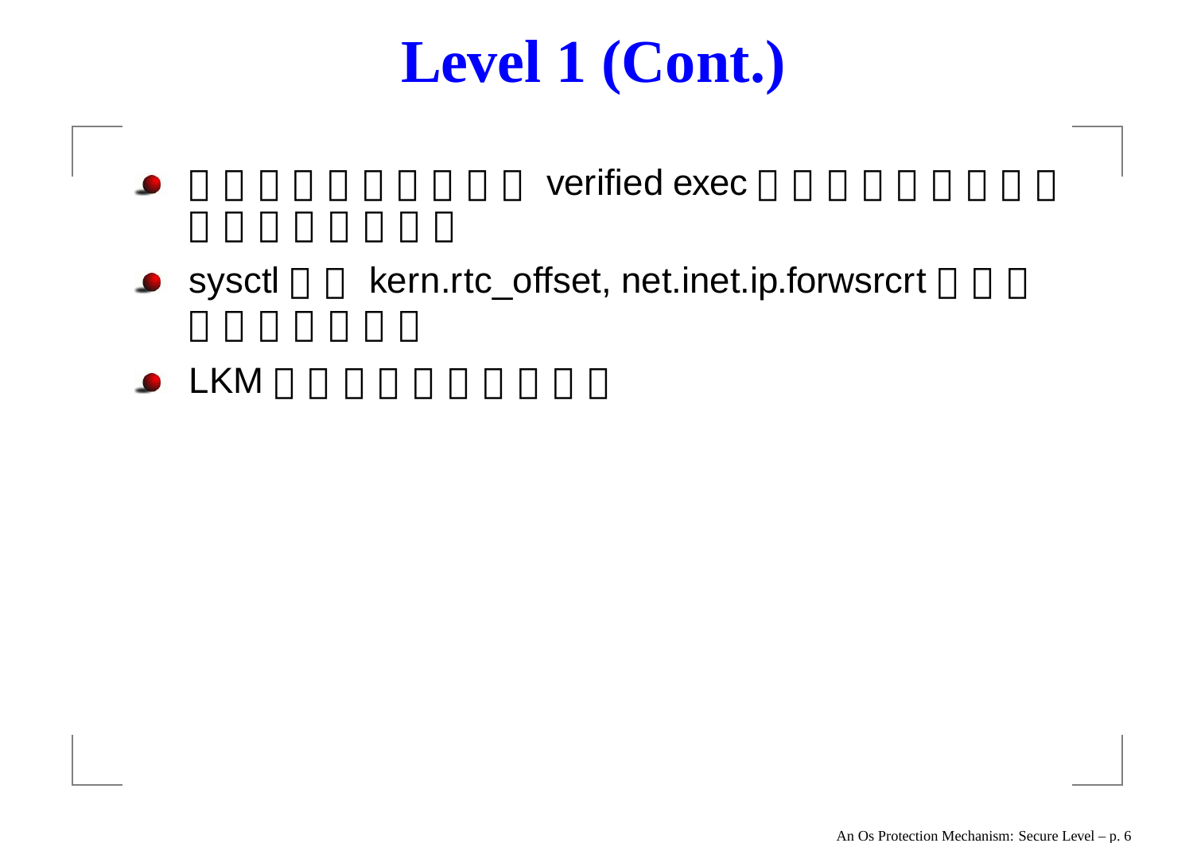# Level 1 (Cont.)

- □□□□□□□□□□ verified exec □□□□□□□□□□□□□□□□□
- sysctl □□ kern.rtc_offset, net.inet.ip.forwsrcrt □□□□□□□□□□
- LKM □□□□□□□□□□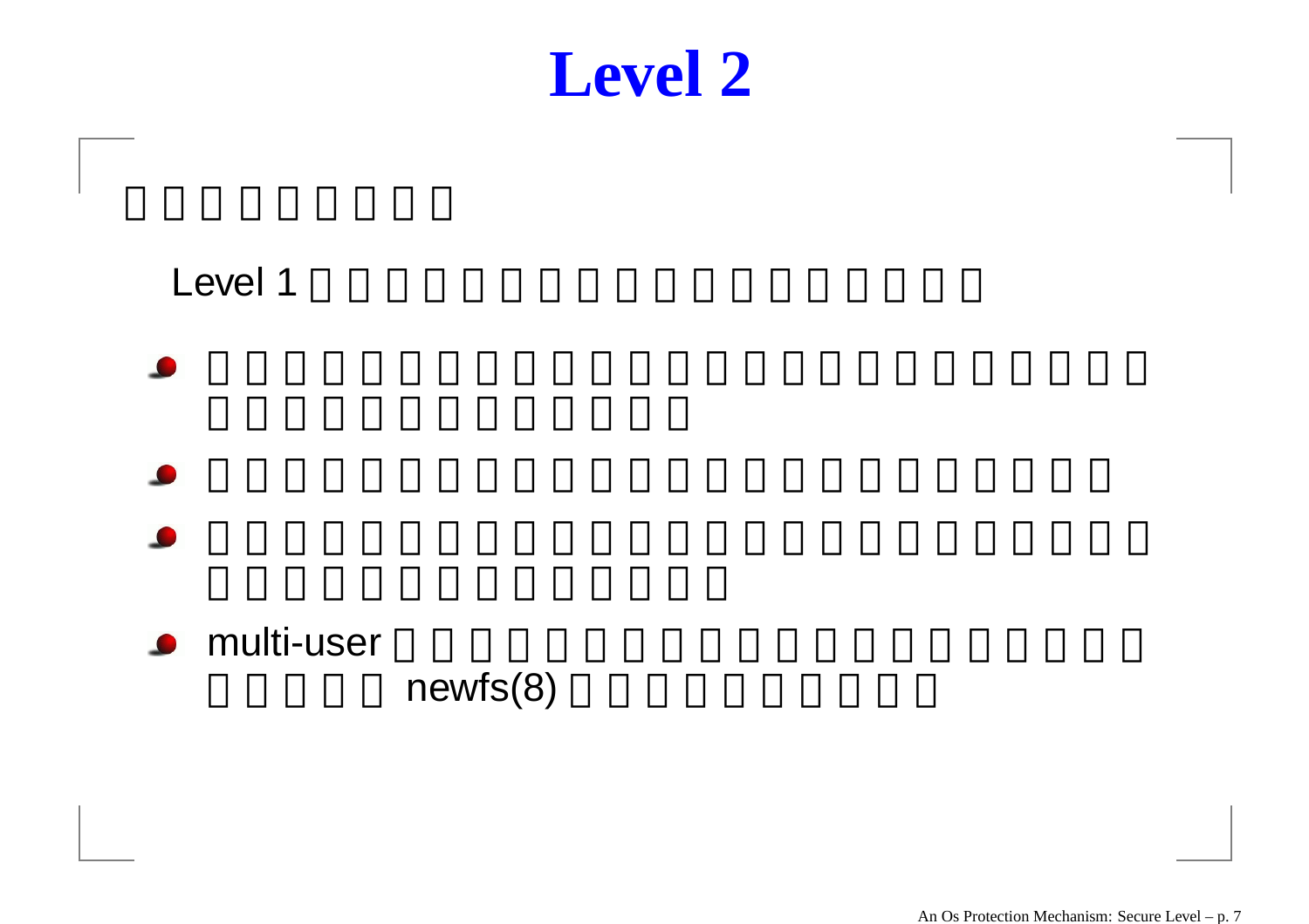# Level 2

Level 1

- multi-user newfs(8)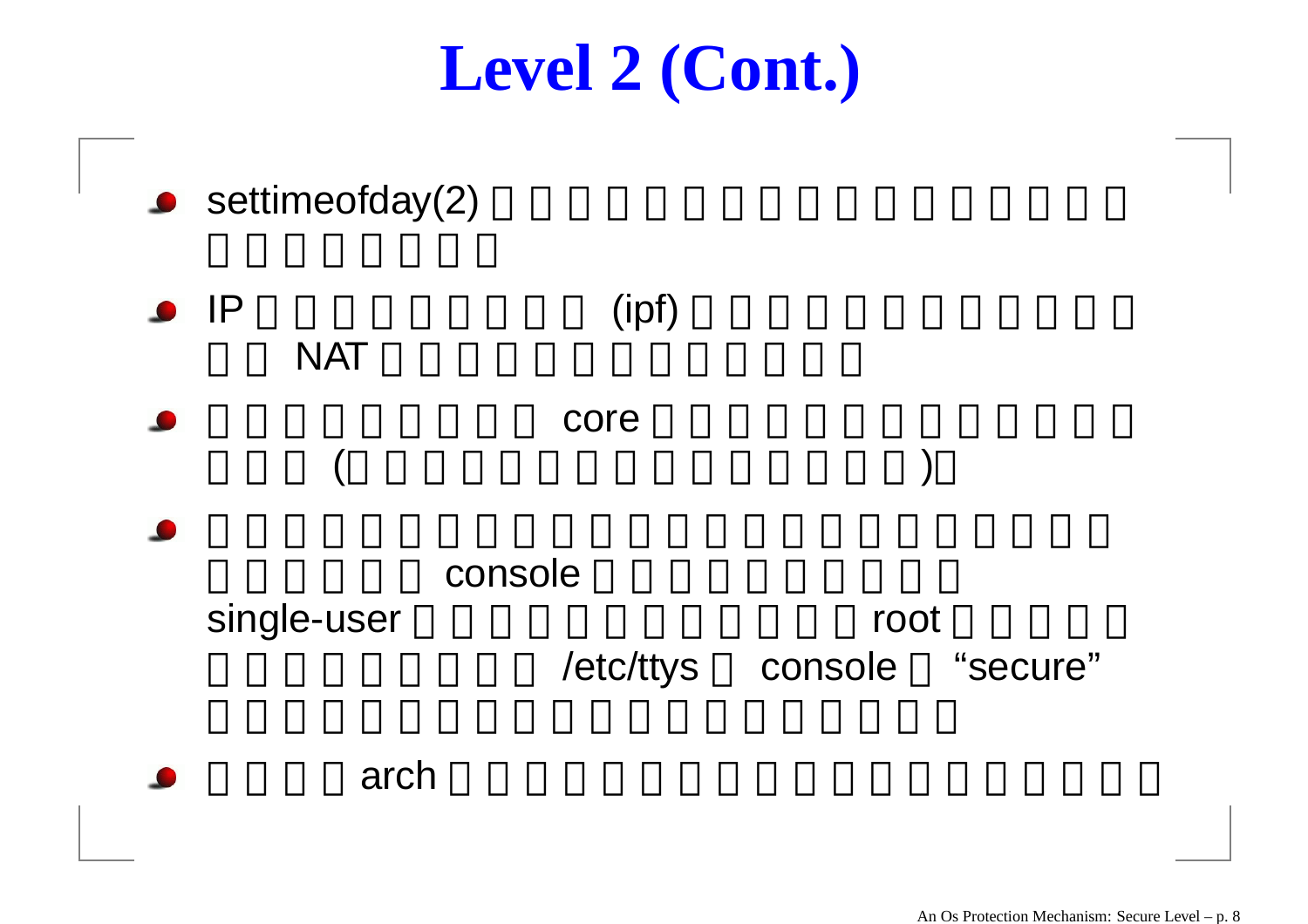# Level 2 (Cont.)

- settimeofday(2) □□□□□□□□□□□□□□□□□ □□□□□□□□
- IP □□□□□□□□□ (ipf) □□□□□□□□□□□□ □□ NAT □□□□□□□□□□□□□
- □□□□□□□□□ core □□□□□□□□□□□□□ □□□ (□□□□□□□□□□□□□□)□
- □□□□□□□□□□□□□□□□□□□□□□□□ □□□□□□ console □□□□□□□□□□ single-user □□□□□□□□□□□□ root □□□□□ □□□□□□□□□ /etc/ttys □ console □ “secure” □□□□□□□□□□□□□□□□□□□□
- □□□□ arch □□□□□□□□□□□□□□□□□□□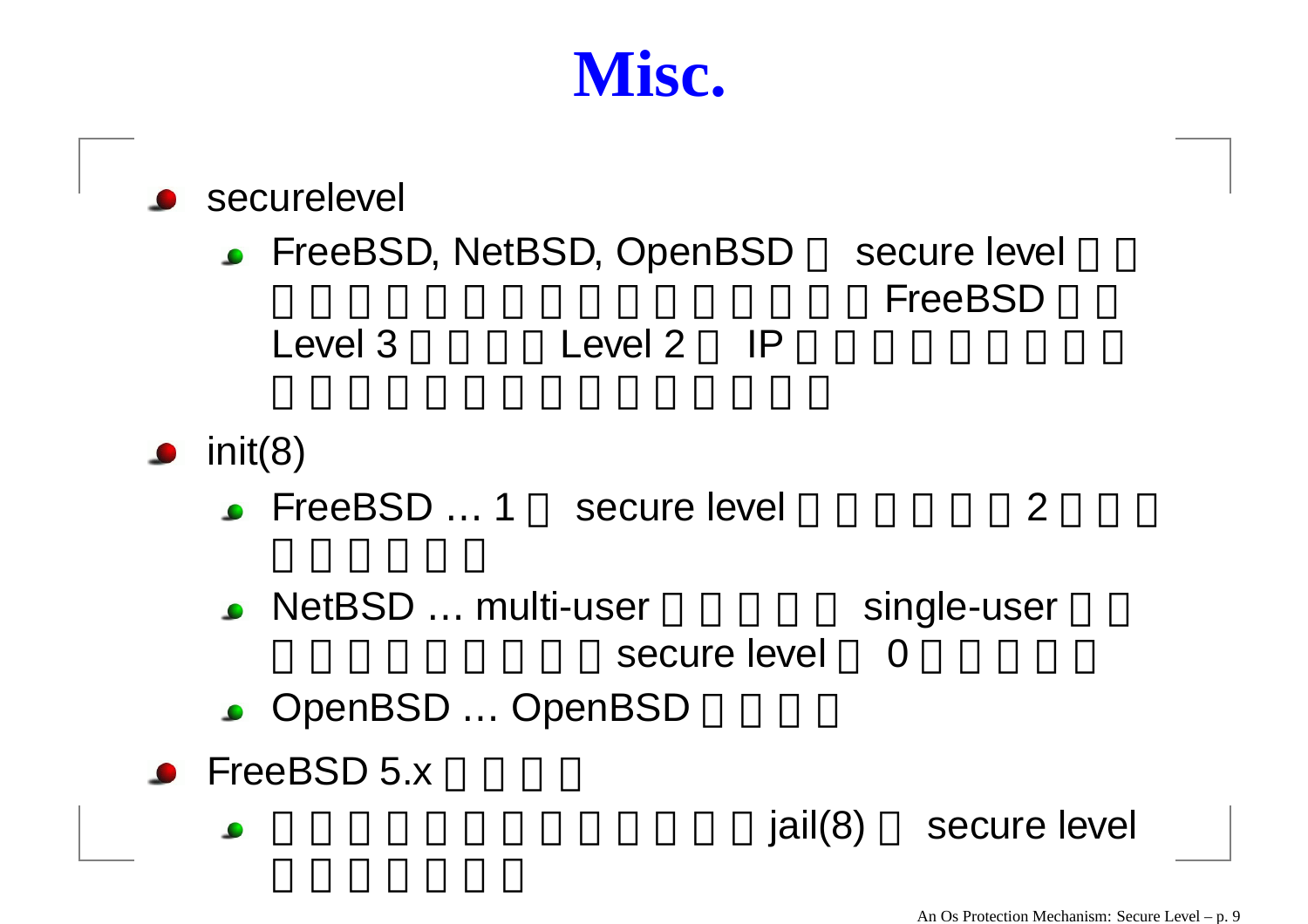# Misc.

- securelevel
  - FreeBSD, NetBSD, OpenBSD □ secure level □□□□□□□□□□□□□□□□□□ FreeBSD □□ Level 3 □□□□ Level 2 □ IP □□□□□□□□□□□□□□□□□□□□□□□□□
- init(8)
  - FreeBSD … 1 □ secure level □□□□□□ 2 □□□□□□□□□
  - NetBSD … multi-user □□□□□ single-user □□□□□□□□□□□ secure level □ 0 □□□□□
  - OpenBSD … OpenBSD □□□□
- FreeBSD 5.x □□□□
  - □□□□□□□□□□□□□ jail(8) □ secure level □□□□□□□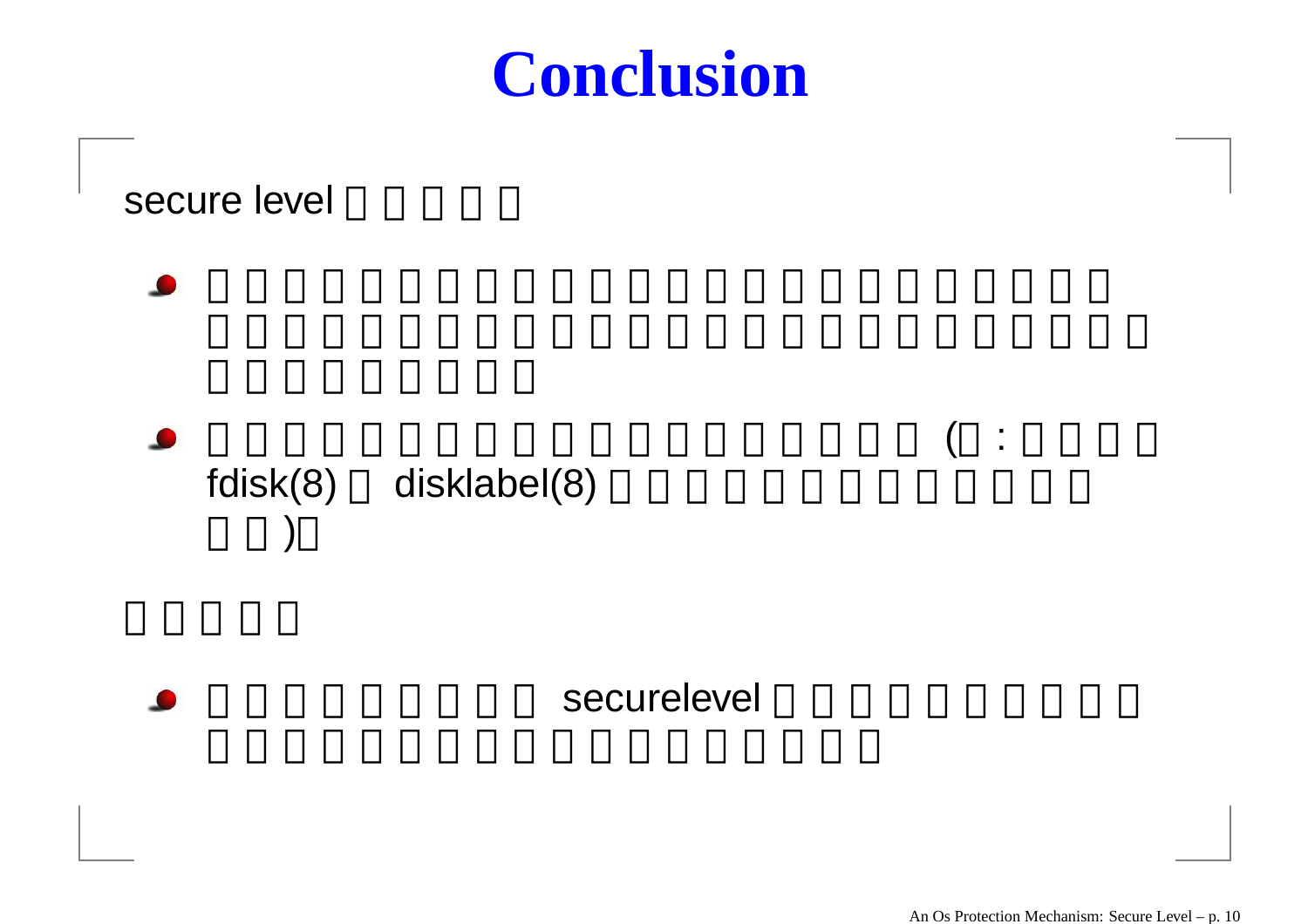# Conclusion

secure level □□□□□

- □□□□□□□□□□□□□□□□□□□□□□□□□□□□□□□□□□□□□□□□□□□□□□□□□□□□□□□□□□
- □□□□□□□□□□□□□□□□□□□ (□ : □□□□ fdisk(8) □ disklabel(8) □□□□□□□□□□□□□ □□)□

□□□□□

- □□□□□□□□□ securelevel □□□□□□□□□□ □□□□□□□□□□□□□□□□□□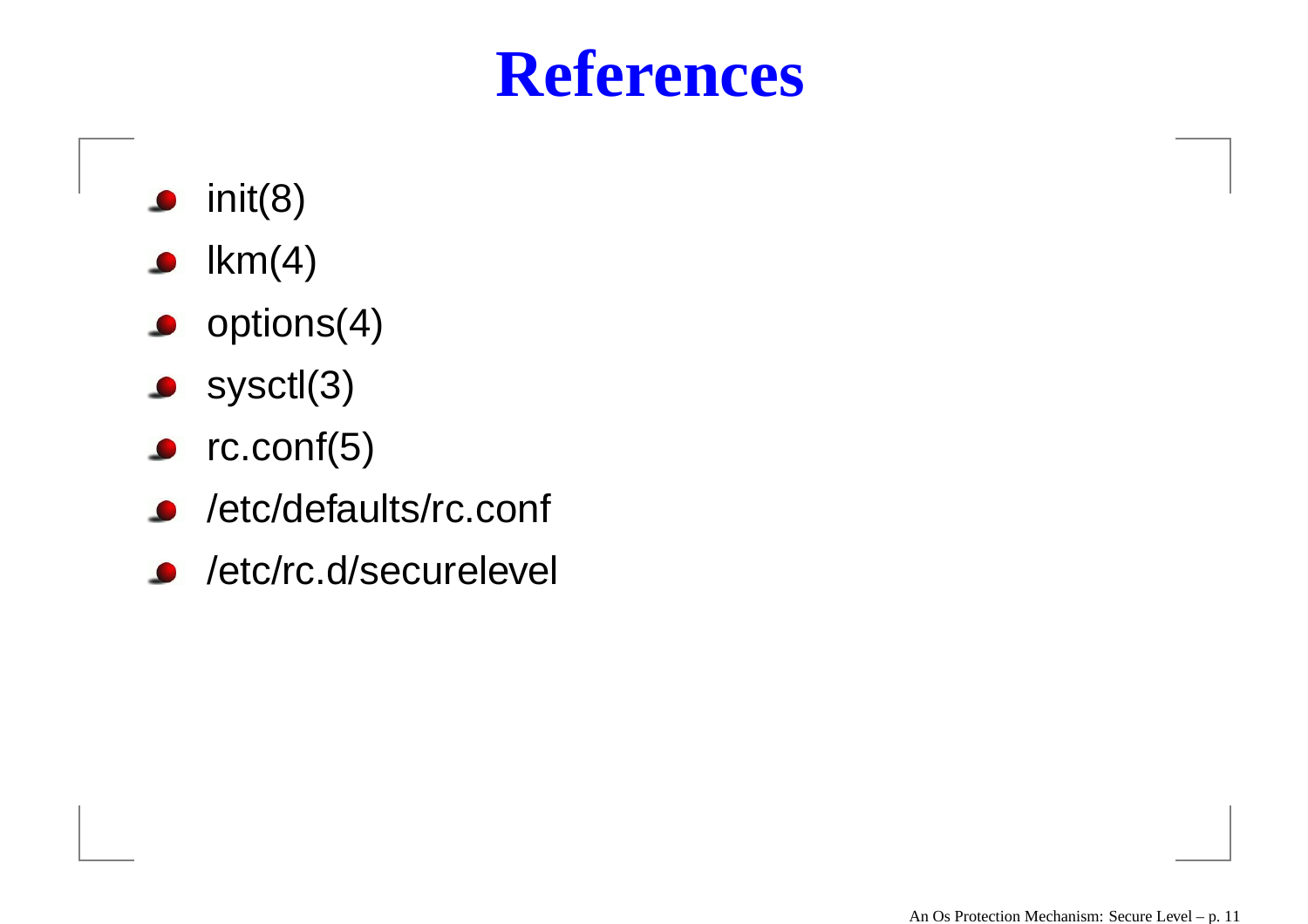# References

- init(8)
- lkm(4)
- options(4)
- sysctl(3)
- rc.conf(5)
- /etc/defaults/rc.conf
- /etc/rc.d/securelevel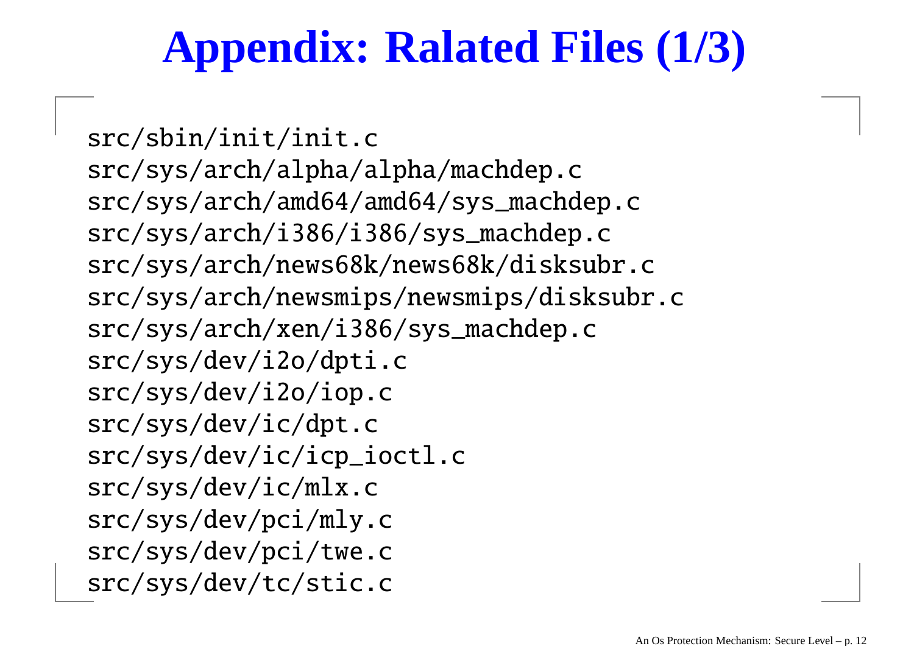# Appendix: Ralated Files (1/3)

```
src/sbin/init/init.c
src/sys/arch/alpha/alpha/machdep.c
src/sys/arch/amd64/amd64/sys_machdep.c
src/sys/arch/i386/i386/sys_machdep.c
src/sys/arch/news68k/news68k/disksubr.c
src/sys/arch/newsmips/newsmips/disksubr.c
src/sys/arch/xen/i386/sys_machdep.c
src/sys/dev/i2o/dpti.c
src/sys/dev/i2o/iop.c
src/sys/dev/ic/dpt.c
src/sys/dev/ic/icp_ioctl.c
src/sys/dev/ic/mlx.c
src/sys/dev/pci/mly.c
src/sys/dev/pci/twe.c
src/sys/dev/tc/stic.c
```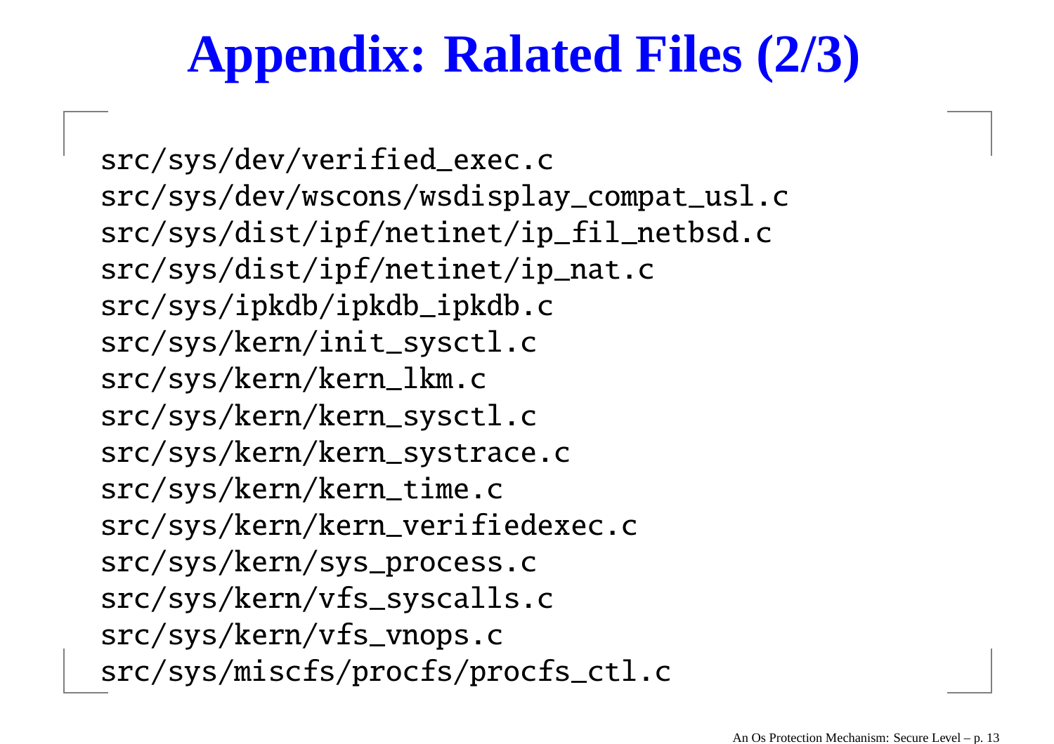# Appendix: Ralated Files (2/3)

```
src/sys/dev/verified_exec.c
src/sys/dev/wscons/wsdisplay_compat_usl.c
src/sys/dist/ipf/netinet/ip_fil_netbsd.c
src/sys/dist/ipf/netinet/ip_nat.c
src/sys/ipkdb/ipkdb_ipkdb.c
src/sys/kern/init_sysctl.c
src/sys/kern/kern_lkm.c
src/sys/kern/kern_sysctl.c
src/sys/kern/kern_systrace.c
src/sys/kern/kern_time.c
src/sys/kern/kern_verifiedexec.c
src/sys/kern/sys_process.c
src/sys/kern/vfs_syscalls.c
src/sys/kern/vfs_vnops.c
src/sys/miscfs/procfs/procfs_ctl.c
```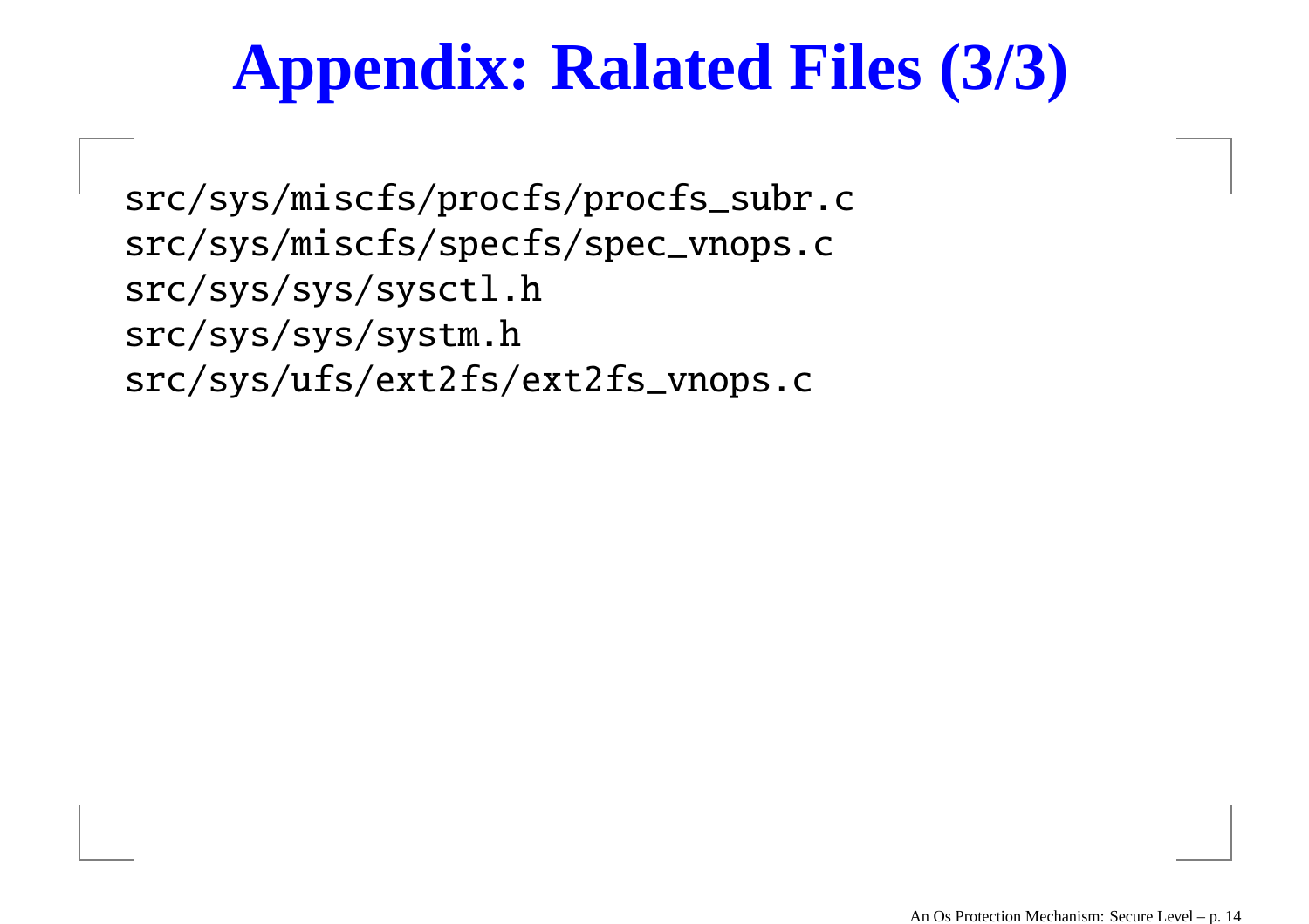# Appendix: Ralated Files (3/3)

```
src/sys/miscfs/procfs/procfs_subr.c
src/sys/miscfs/specfs/spec_vnops.c
src/sys/sys/sysctl.h
src/sys/sys/systm.h
src/sys/ufs/ext2fs/ext2fs_vnops.c
```